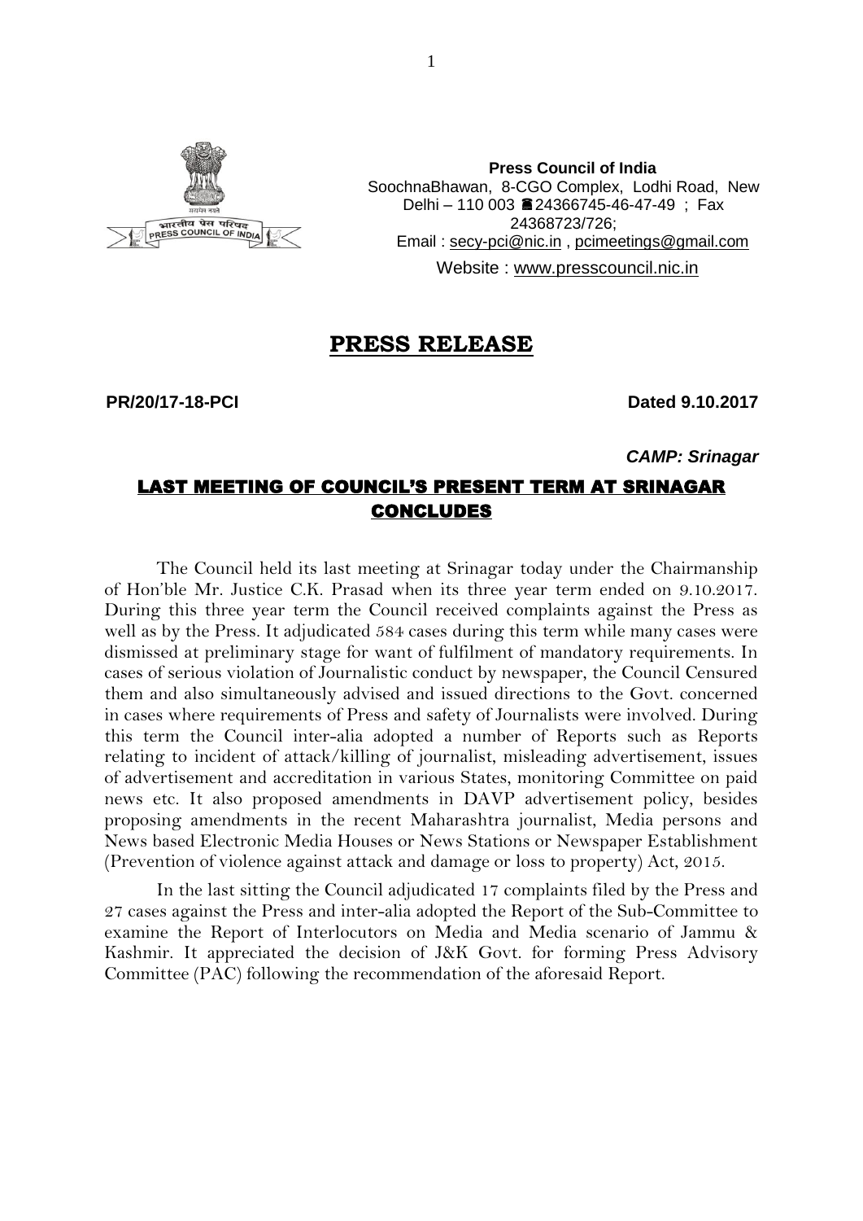**Press Council of India**
SoochnaBhawan, 8-CGO Complex, Lodhi Road, New Delhi – 110 003 ☎24366745-46-47-49 ; Fax 24368723/726;
Email : secy-pci@nic.in , pcimeetings@gmail.com
Website : www.presscouncil.nic.in

# PRESS RELEASE

**PR/20/17-18-PCI** **Dated 9.10.2017**

***CAMP: Srinagar***

## LAST MEETING OF COUNCIL'S PRESENT TERM AT SRINAGAR CONCLUDES

The Council held its last meeting at Srinagar today under the Chairmanship of Hon'ble Mr. Justice C.K. Prasad when its three year term ended on 9.10.2017. During this three year term the Council received complaints against the Press as well as by the Press. It adjudicated 584 cases during this term while many cases were dismissed at preliminary stage for want of fulfilment of mandatory requirements. In cases of serious violation of Journalistic conduct by newspaper, the Council Censured them and also simultaneously advised and issued directions to the Govt. concerned in cases where requirements of Press and safety of Journalists were involved. During this term the Council inter-alia adopted a number of Reports such as Reports relating to incident of attack/killing of journalist, misleading advertisement, issues of advertisement and accreditation in various States, monitoring Committee on paid news etc. It also proposed amendments in DAVP advertisement policy, besides proposing amendments in the recent Maharashtra journalist, Media persons and News based Electronic Media Houses or News Stations or Newspaper Establishment (Prevention of violence against attack and damage or loss to property) Act, 2015.

In the last sitting the Council adjudicated 17 complaints filed by the Press and 27 cases against the Press and inter-alia adopted the Report of the Sub-Committee to examine the Report of Interlocutors on Media and Media scenario of Jammu & Kashmir. It appreciated the decision of J&K Govt. for forming Press Advisory Committee (PAC) following the recommendation of the aforesaid Report.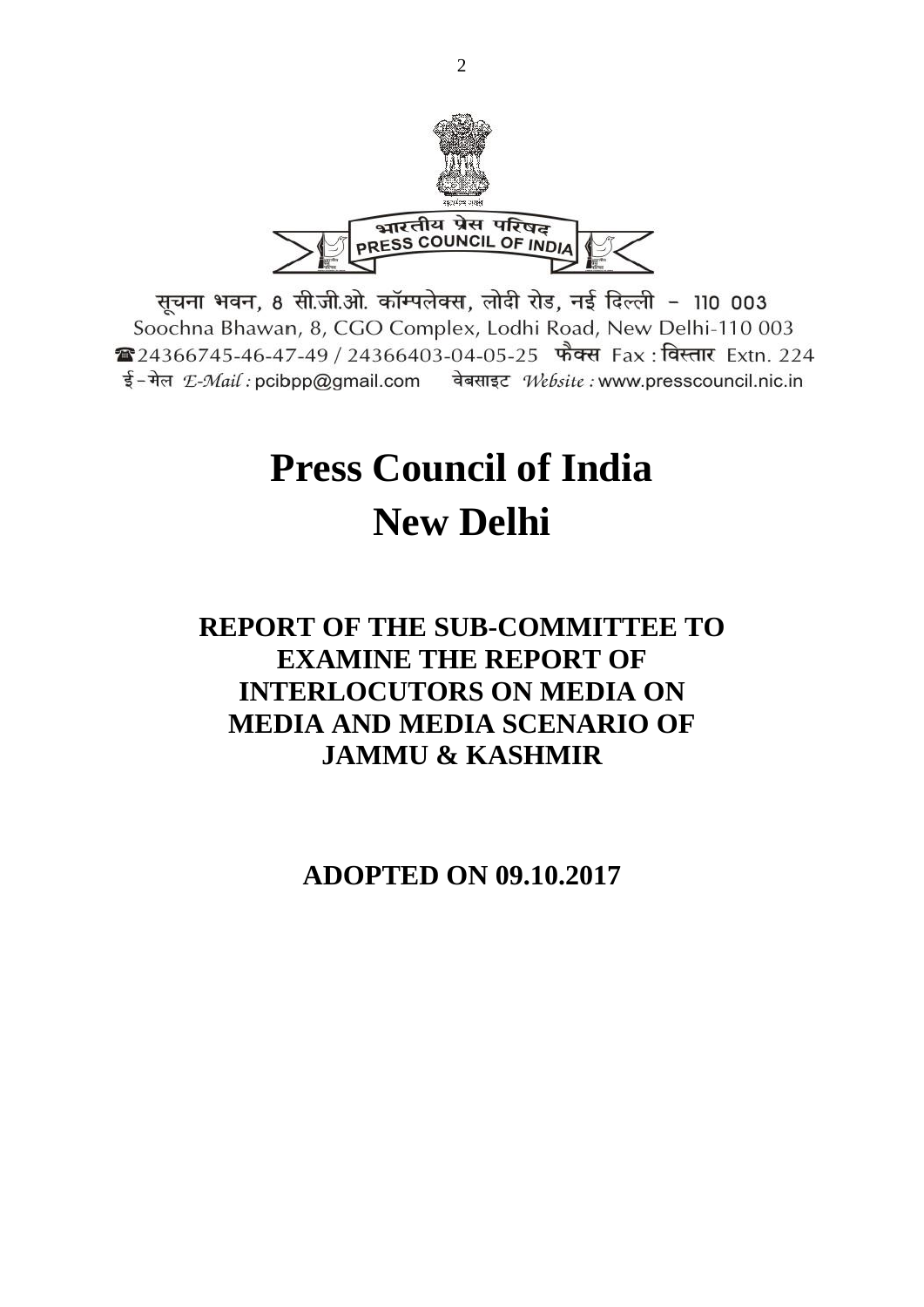भारतीय प्रेस परिषद
PRESS COUNCIL OF INDIA

सूचना भवन, 8 सी.जी.ओ. कॉम्पलेक्स, लोदी रोड, नई दिल्ली - 110 003
Soochna Bhawan, 8, CGO Complex, Lodhi Road, New Delhi-110 003
☎24366745-46-47-49 / 24366403-04-05-25 फैक्स Fax : विस्तार Extn. 224
ई-मेल *E-Mail :* pcibpp@gmail.com वेबसाइट *Website :* www.presscouncil.nic.in

# Press Council of India
# New Delhi

## REPORT OF THE SUB-COMMITTEE TO EXAMINE THE REPORT OF INTERLOCUTORS ON MEDIA ON MEDIA AND MEDIA SCENARIO OF JAMMU & KASHMIR

## ADOPTED ON 09.10.2017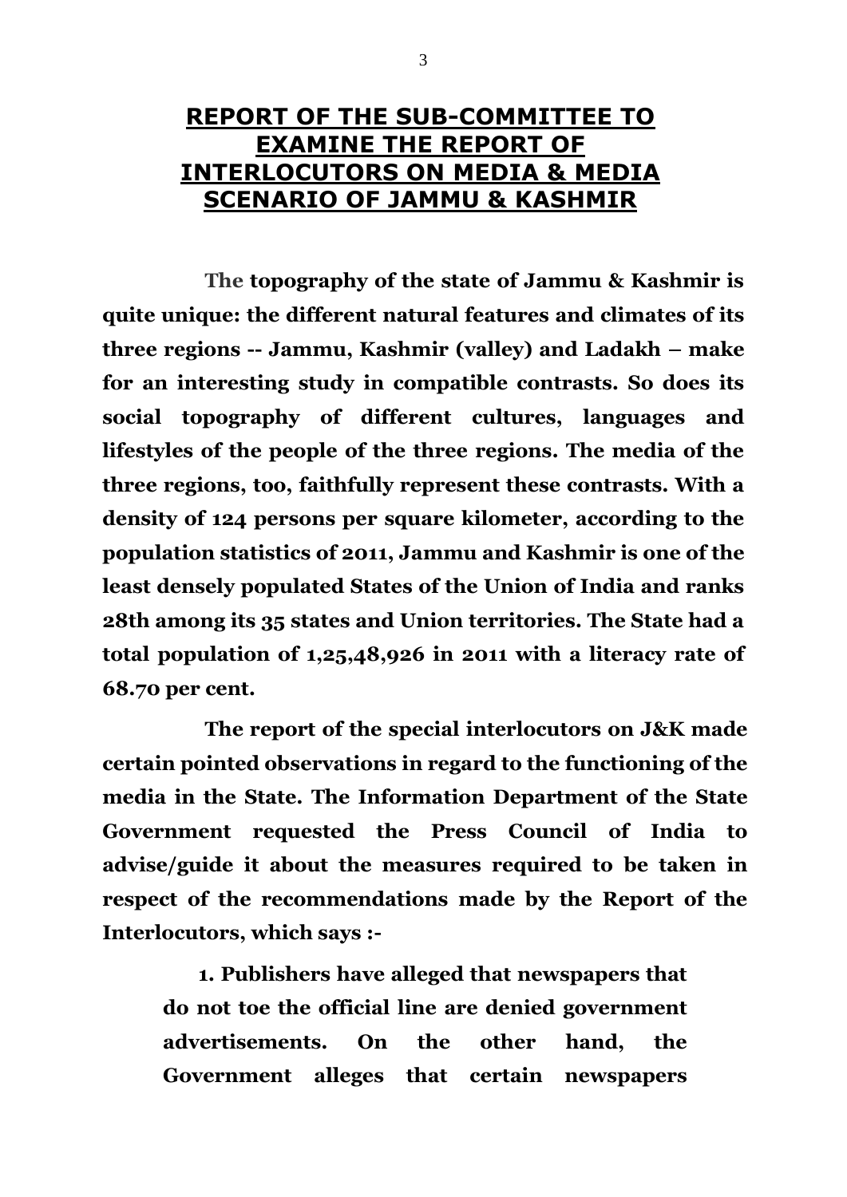# REPORT OF THE SUB-COMMITTEE TO EXAMINE THE REPORT OF INTERLOCUTORS ON MEDIA & MEDIA SCENARIO OF JAMMU & KASHMIR

**The topography of the state of Jammu & Kashmir is quite unique: the different natural features and climates of its three regions -- Jammu, Kashmir (valley) and Ladakh – make for an interesting study in compatible contrasts. So does its social topography of different cultures, languages and lifestyles of the people of the three regions. The media of the three regions, too, faithfully represent these contrasts. With a density of 124 persons per square kilometer, according to the population statistics of 2011, Jammu and Kashmir is one of the least densely populated States of the Union of India and ranks 28th among its 35 states and Union territories. The State had a total population of 1,25,48,926 in 2011 with a literacy rate of 68.70 per cent.**

**The report of the special interlocutors on J&K made certain pointed observations in regard to the functioning of the media in the State. The Information Department of the State Government requested the Press Council of India to advise/guide it about the measures required to be taken in respect of the recommendations made by the Report of the Interlocutors, which says :-**

> **1. Publishers have alleged that newspapers that do not toe the official line are denied government advertisements. On the other hand, the Government alleges that certain newspapers**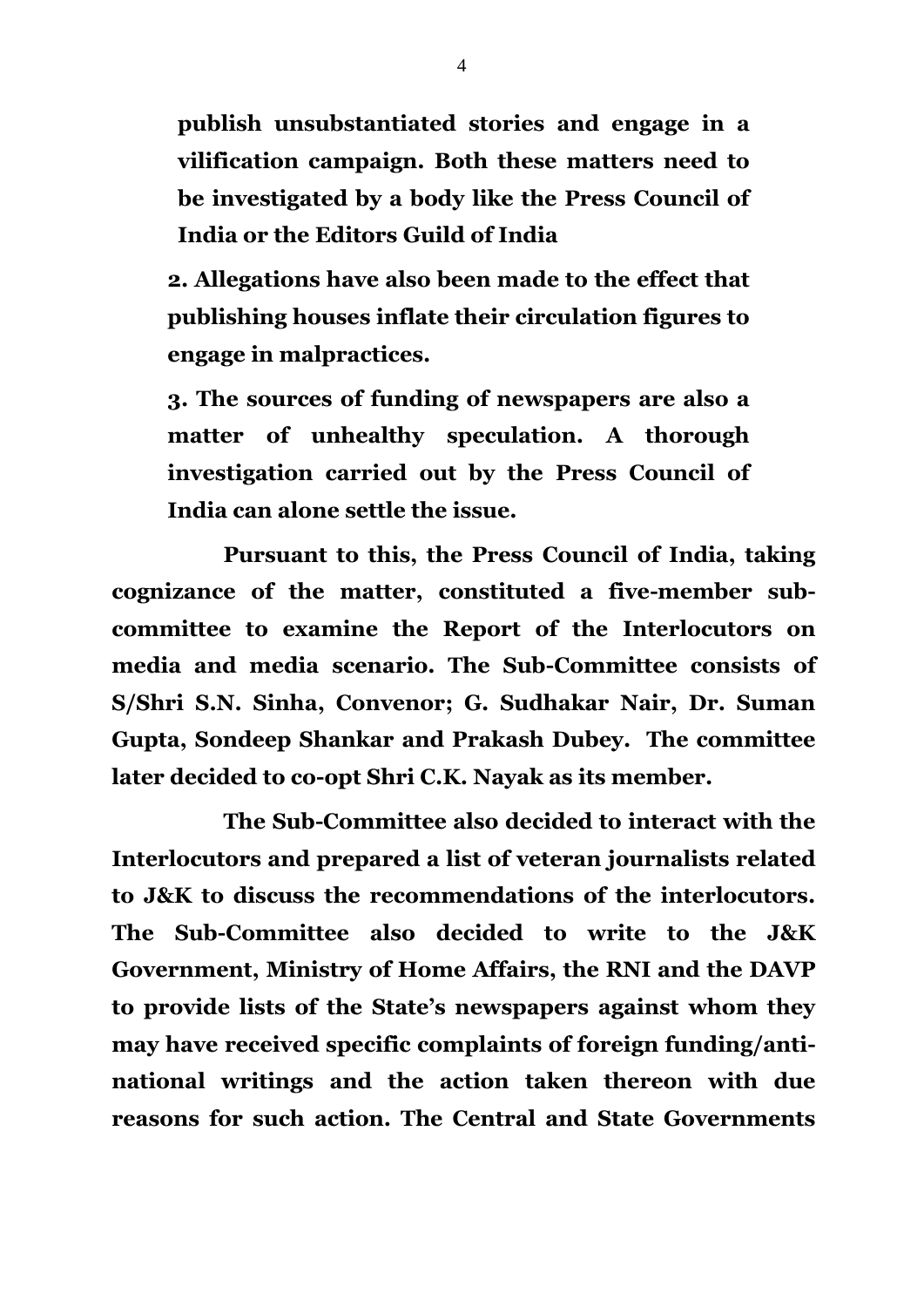**publish unsubstantiated stories and engage in a vilification campaign. Both these matters need to be investigated by a body like the Press Council of India or the Editors Guild of India**

**2. Allegations have also been made to the effect that publishing houses inflate their circulation figures to engage in malpractices.**

**3. The sources of funding of newspapers are also a matter of unhealthy speculation. A thorough investigation carried out by the Press Council of India can alone settle the issue.**

**Pursuant to this, the Press Council of India, taking cognizance of the matter, constituted a five-member sub-committee to examine the Report of the Interlocutors on media and media scenario. The Sub-Committee consists of S/Shri S.N. Sinha, Convenor; G. Sudhakar Nair, Dr. Suman Gupta, Sondeep Shankar and Prakash Dubey. The committee later decided to co-opt Shri C.K. Nayak as its member.**

**The Sub-Committee also decided to interact with the Interlocutors and prepared a list of veteran journalists related to J&K to discuss the recommendations of the interlocutors. The Sub-Committee also decided to write to the J&K Government, Ministry of Home Affairs, the RNI and the DAVP to provide lists of the State's newspapers against whom they may have received specific complaints of foreign funding/anti-national writings and the action taken thereon with due reasons for such action. The Central and State Governments**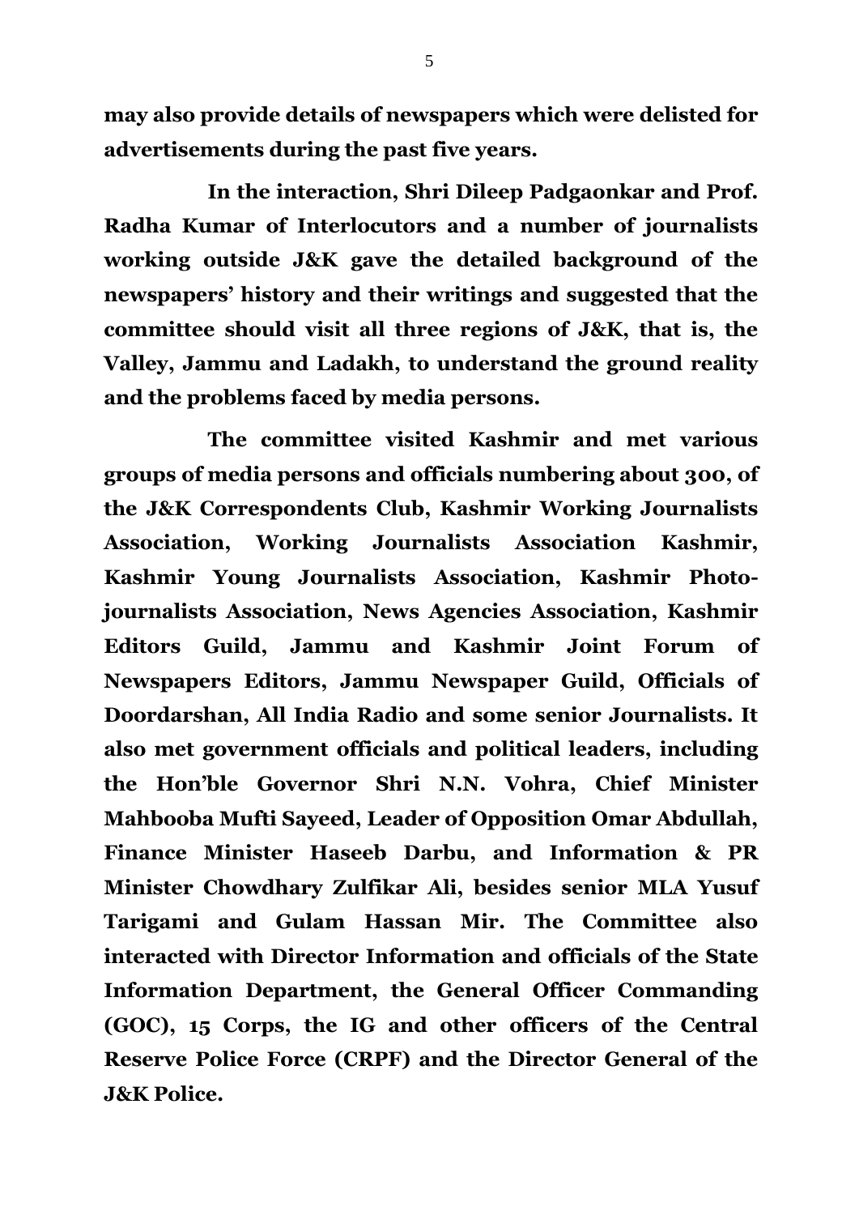**may also provide details of newspapers which were delisted for advertisements during the past five years.**

**In the interaction, Shri Dileep Padgaonkar and Prof. Radha Kumar of Interlocutors and a number of journalists working outside J&K gave the detailed background of the newspapers' history and their writings and suggested that the committee should visit all three regions of J&K, that is, the Valley, Jammu and Ladakh, to understand the ground reality and the problems faced by media persons.**

**The committee visited Kashmir and met various groups of media persons and officials numbering about 300, of the J&K Correspondents Club, Kashmir Working Journalists Association, Working Journalists Association Kashmir, Kashmir Young Journalists Association, Kashmir Photo-journalists Association, News Agencies Association, Kashmir Editors Guild, Jammu and Kashmir Joint Forum of Newspapers Editors, Jammu Newspaper Guild, Officials of Doordarshan, All India Radio and some senior Journalists. It also met government officials and political leaders, including the Hon'ble Governor Shri N.N. Vohra, Chief Minister Mahbooba Mufti Sayeed, Leader of Opposition Omar Abdullah, Finance Minister Haseeb Darbu, and Information & PR Minister Chowdhary Zulfikar Ali, besides senior MLA Yusuf Tarigami and Gulam Hassan Mir. The Committee also interacted with Director Information and officials of the State Information Department, the General Officer Commanding (GOC), 15 Corps, the IG and other officers of the Central Reserve Police Force (CRPF) and the Director General of the J&K Police.**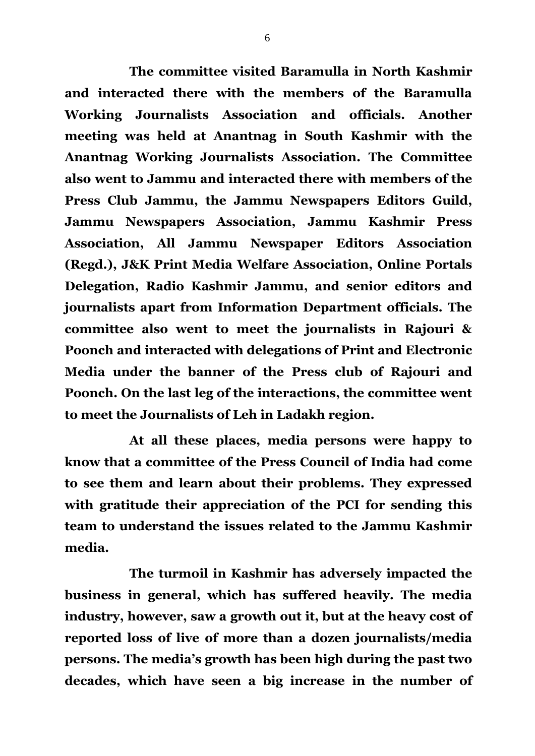**The committee visited Baramulla in North Kashmir and interacted there with the members of the Baramulla Working Journalists Association and officials. Another meeting was held at Anantnag in South Kashmir with the Anantnag Working Journalists Association. The Committee also went to Jammu and interacted there with members of the Press Club Jammu, the Jammu Newspapers Editors Guild, Jammu Newspapers Association, Jammu Kashmir Press Association, All Jammu Newspaper Editors Association (Regd.), J&K Print Media Welfare Association, Online Portals Delegation, Radio Kashmir Jammu, and senior editors and journalists apart from Information Department officials. The committee also went to meet the journalists in Rajouri & Poonch and interacted with delegations of Print and Electronic Media under the banner of the Press club of Rajouri and Poonch. On the last leg of the interactions, the committee went to meet the Journalists of Leh in Ladakh region.**

**At all these places, media persons were happy to know that a committee of the Press Council of India had come to see them and learn about their problems. They expressed with gratitude their appreciation of the PCI for sending this team to understand the issues related to the Jammu Kashmir media.**

**The turmoil in Kashmir has adversely impacted the business in general, which has suffered heavily. The media industry, however, saw a growth out it, but at the heavy cost of reported loss of live of more than a dozen journalists/media persons. The media's growth has been high during the past two decades, which have seen a big increase in the number of**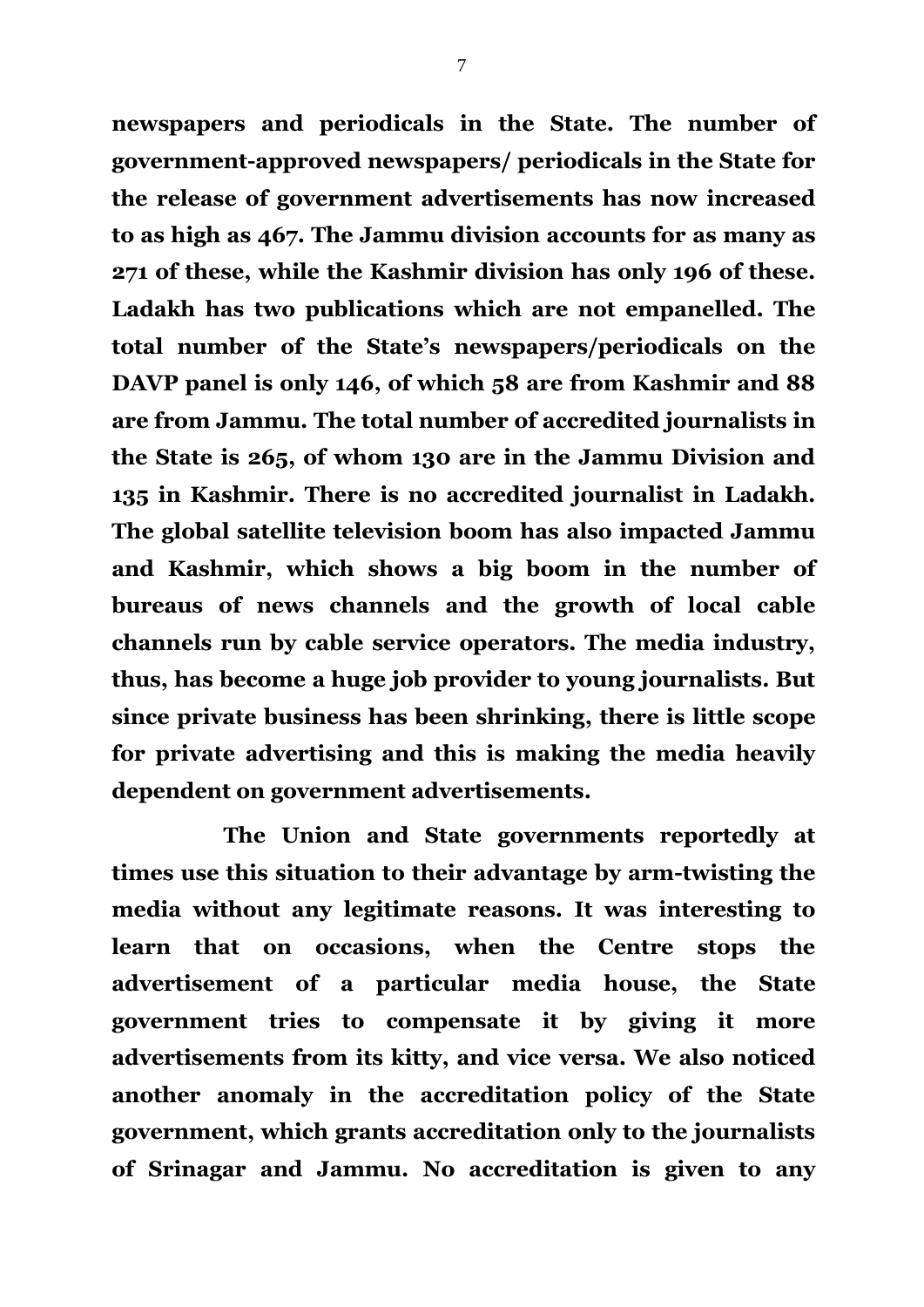**newspapers and periodicals in the State. The number of government-approved newspapers/ periodicals in the State for the release of government advertisements has now increased to as high as 467. The Jammu division accounts for as many as 271 of these, while the Kashmir division has only 196 of these. Ladakh has two publications which are not empanelled. The total number of the State's newspapers/periodicals on the DAVP panel is only 146, of which 58 are from Kashmir and 88 are from Jammu. The total number of accredited journalists in the State is 265, of whom 130 are in the Jammu Division and 135 in Kashmir. There is no accredited journalist in Ladakh. The global satellite television boom has also impacted Jammu and Kashmir, which shows a big boom in the number of bureaus of news channels and the growth of local cable channels run by cable service operators. The media industry, thus, has become a huge job provider to young journalists. But since private business has been shrinking, there is little scope for private advertising and this is making the media heavily dependent on government advertisements.**

**The Union and State governments reportedly at times use this situation to their advantage by arm-twisting the media without any legitimate reasons. It was interesting to learn that on occasions, when the Centre stops the advertisement of a particular media house, the State government tries to compensate it by giving it more advertisements from its kitty, and vice versa. We also noticed another anomaly in the accreditation policy of the State government, which grants accreditation only to the journalists of Srinagar and Jammu. No accreditation is given to any**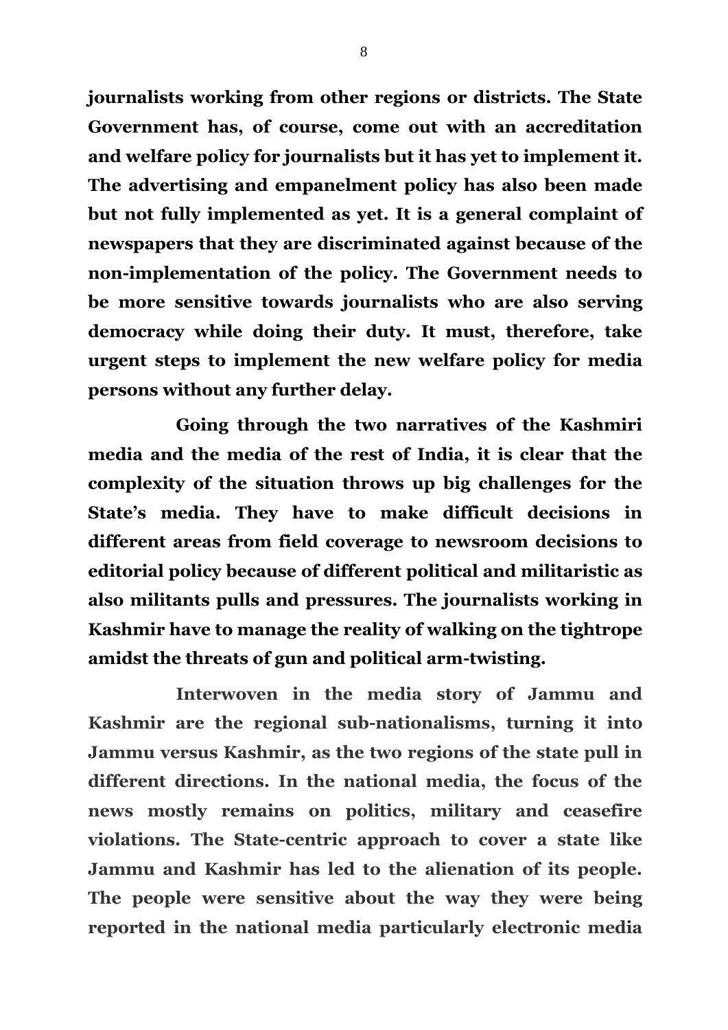**journalists working from other regions or districts. The State Government has, of course, come out with an accreditation and welfare policy for journalists but it has yet to implement it. The advertising and empanelment policy has also been made but not fully implemented as yet. It is a general complaint of newspapers that they are discriminated against because of the non-implementation of the policy. The Government needs to be more sensitive towards journalists who are also serving democracy while doing their duty. It must, therefore, take urgent steps to implement the new welfare policy for media persons without any further delay.**

**Going through the two narratives of the Kashmiri media and the media of the rest of India, it is clear that the complexity of the situation throws up big challenges for the State's media. They have to make difficult decisions in different areas from field coverage to newsroom decisions to editorial policy because of different political and militaristic as also militants pulls and pressures. The journalists working in Kashmir have to manage the reality of walking on the tightrope amidst the threats of gun and political arm-twisting.**

**Interwoven in the media story of Jammu and Kashmir are the regional sub-nationalisms, turning it into Jammu versus Kashmir, as the two regions of the state pull in different directions. In the national media, the focus of the news mostly remains on politics, military and ceasefire violations. The State-centric approach to cover a state like Jammu and Kashmir has led to the alienation of its people. The people were sensitive about the way they were being reported in the national media particularly electronic media**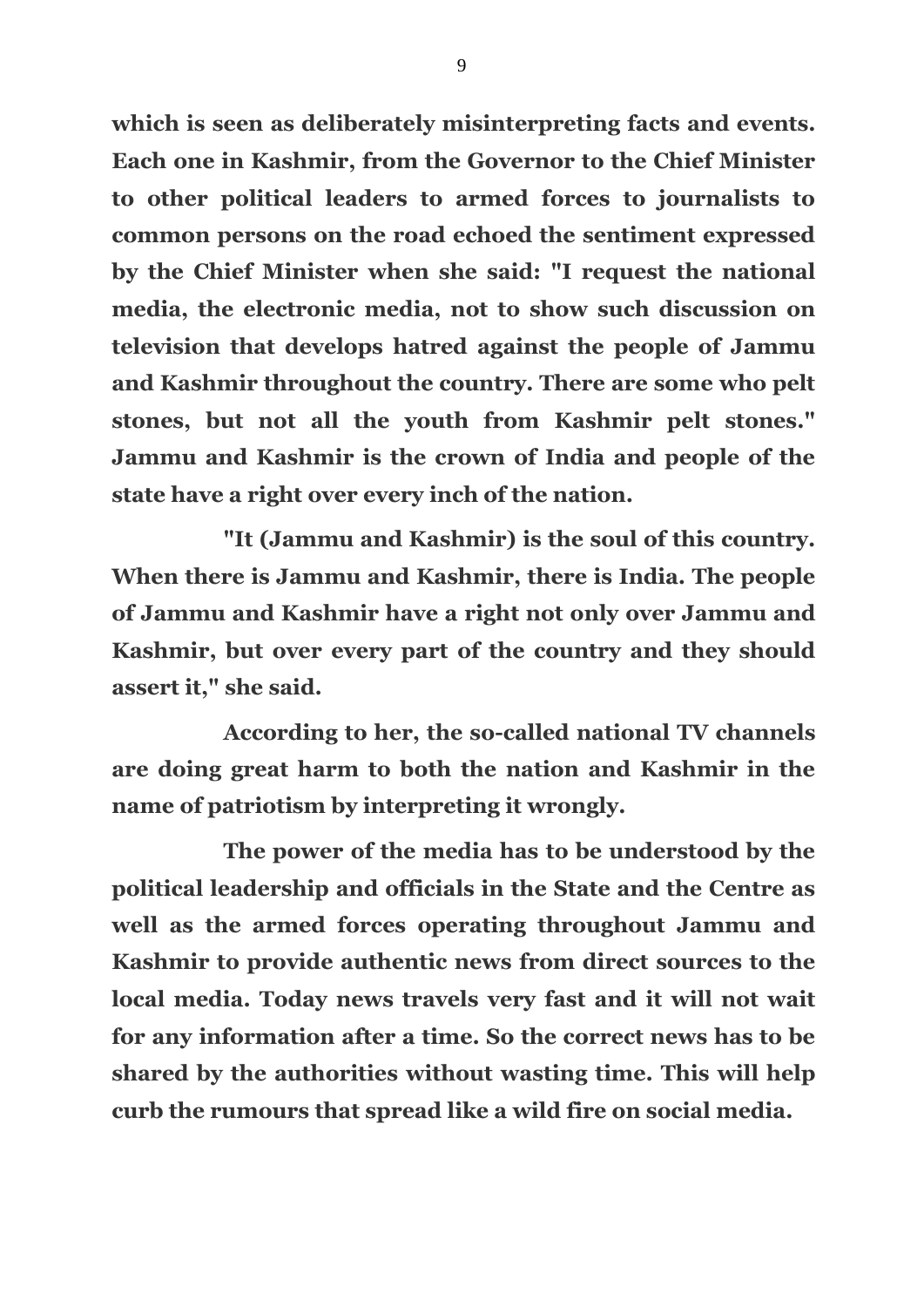**which is seen as deliberately misinterpreting facts and events. Each one in Kashmir, from the Governor to the Chief Minister to other political leaders to armed forces to journalists to common persons on the road echoed the sentiment expressed by the Chief Minister when she said: "I request the national media, the electronic media, not to show such discussion on television that develops hatred against the people of Jammu and Kashmir throughout the country. There are some who pelt stones, but not all the youth from Kashmir pelt stones." Jammu and Kashmir is the crown of India and people of the state have a right over every inch of the nation.**

**"It (Jammu and Kashmir) is the soul of this country. When there is Jammu and Kashmir, there is India. The people of Jammu and Kashmir have a right not only over Jammu and Kashmir, but over every part of the country and they should assert it," she said.**

**According to her, the so-called national TV channels are doing great harm to both the nation and Kashmir in the name of patriotism by interpreting it wrongly.**

**The power of the media has to be understood by the political leadership and officials in the State and the Centre as well as the armed forces operating throughout Jammu and Kashmir to provide authentic news from direct sources to the local media. Today news travels very fast and it will not wait for any information after a time. So the correct news has to be shared by the authorities without wasting time. This will help curb the rumours that spread like a wild fire on social media.**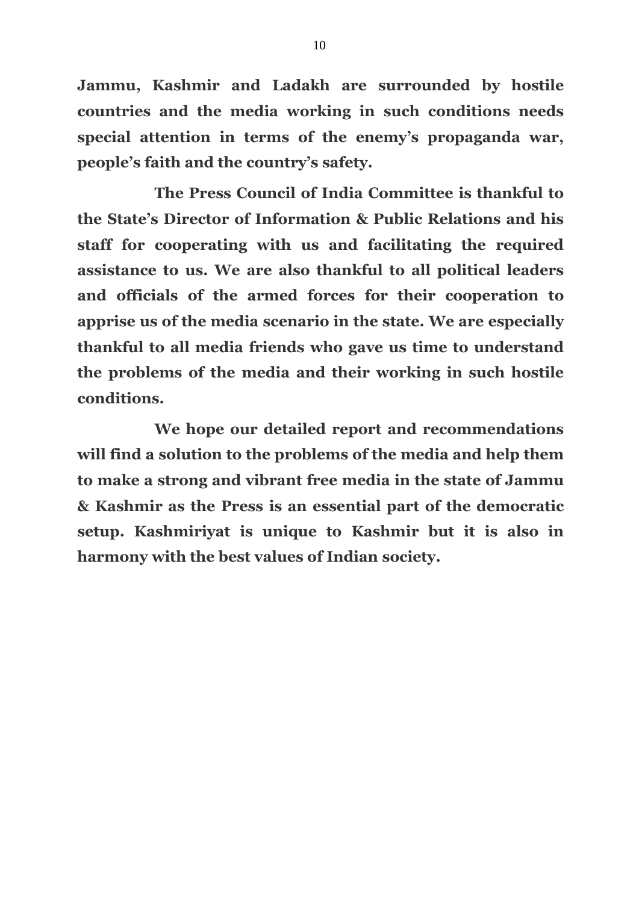**Jammu, Kashmir and Ladakh are surrounded by hostile countries and the media working in such conditions needs special attention in terms of the enemy's propaganda war, people's faith and the country's safety.**

**The Press Council of India Committee is thankful to the State's Director of Information & Public Relations and his staff for cooperating with us and facilitating the required assistance to us. We are also thankful to all political leaders and officials of the armed forces for their cooperation to apprise us of the media scenario in the state. We are especially thankful to all media friends who gave us time to understand the problems of the media and their working in such hostile conditions.**

**We hope our detailed report and recommendations will find a solution to the problems of the media and help them to make a strong and vibrant free media in the state of Jammu & Kashmir as the Press is an essential part of the democratic setup. Kashmiriyat is unique to Kashmir but it is also in harmony with the best values of Indian society.**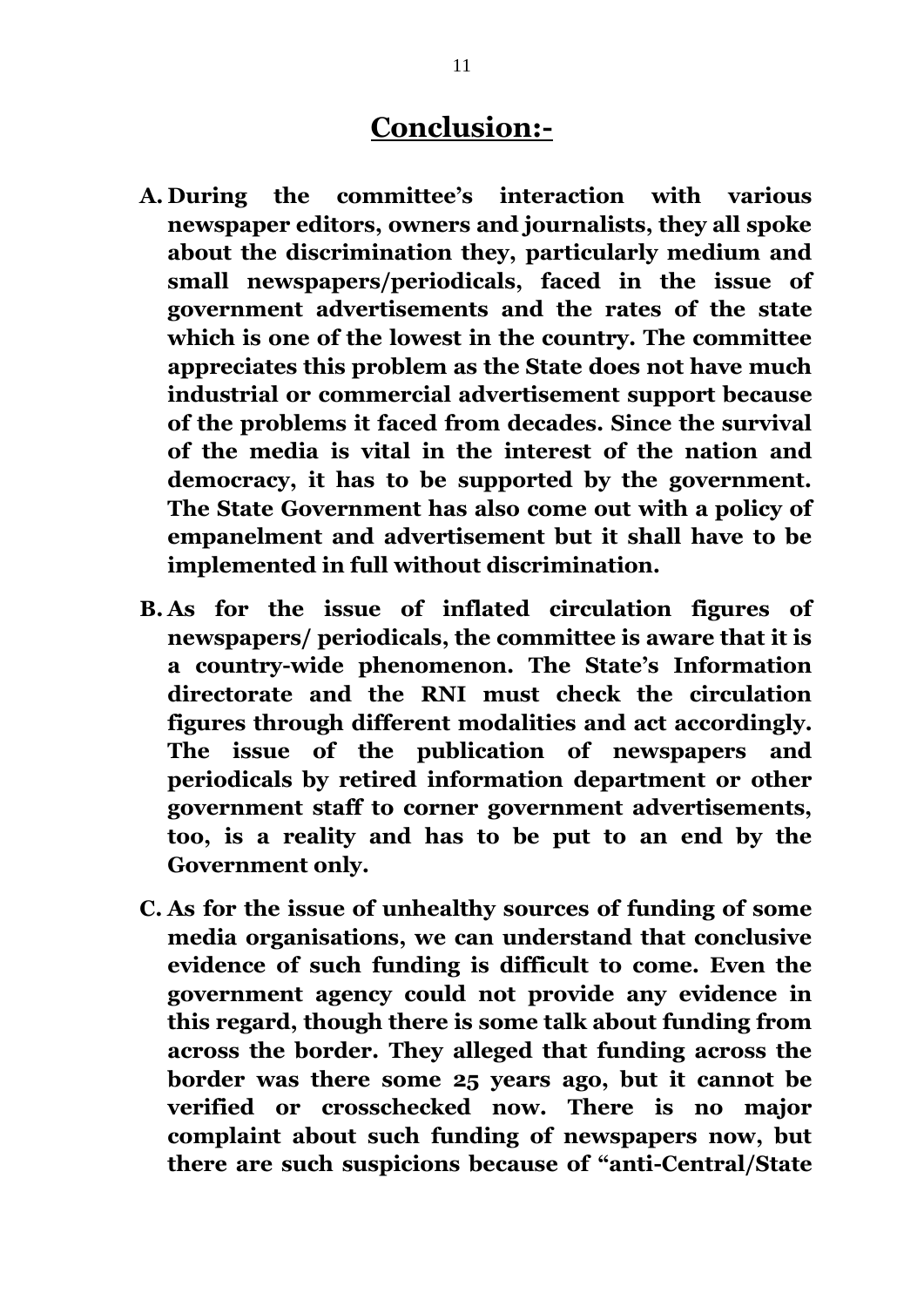## Conclusion:-

**A. During the committee's interaction with various newspaper editors, owners and journalists, they all spoke about the discrimination they, particularly medium and small newspapers/periodicals, faced in the issue of government advertisements and the rates of the state which is one of the lowest in the country. The committee appreciates this problem as the State does not have much industrial or commercial advertisement support because of the problems it faced from decades. Since the survival of the media is vital in the interest of the nation and democracy, it has to be supported by the government. The State Government has also come out with a policy of empanelment and advertisement but it shall have to be implemented in full without discrimination.**

**B. As for the issue of inflated circulation figures of newspapers/ periodicals, the committee is aware that it is a country-wide phenomenon. The State's Information directorate and the RNI must check the circulation figures through different modalities and act accordingly. The issue of the publication of newspapers and periodicals by retired information department or other government staff to corner government advertisements, too, is a reality and has to be put to an end by the Government only.**

**C. As for the issue of unhealthy sources of funding of some media organisations, we can understand that conclusive evidence of such funding is difficult to come. Even the government agency could not provide any evidence in this regard, though there is some talk about funding from across the border. They alleged that funding across the border was there some 25 years ago, but it cannot be verified or crosschecked now. There is no major complaint about such funding of newspapers now, but there are such suspicions because of "anti-Central/State**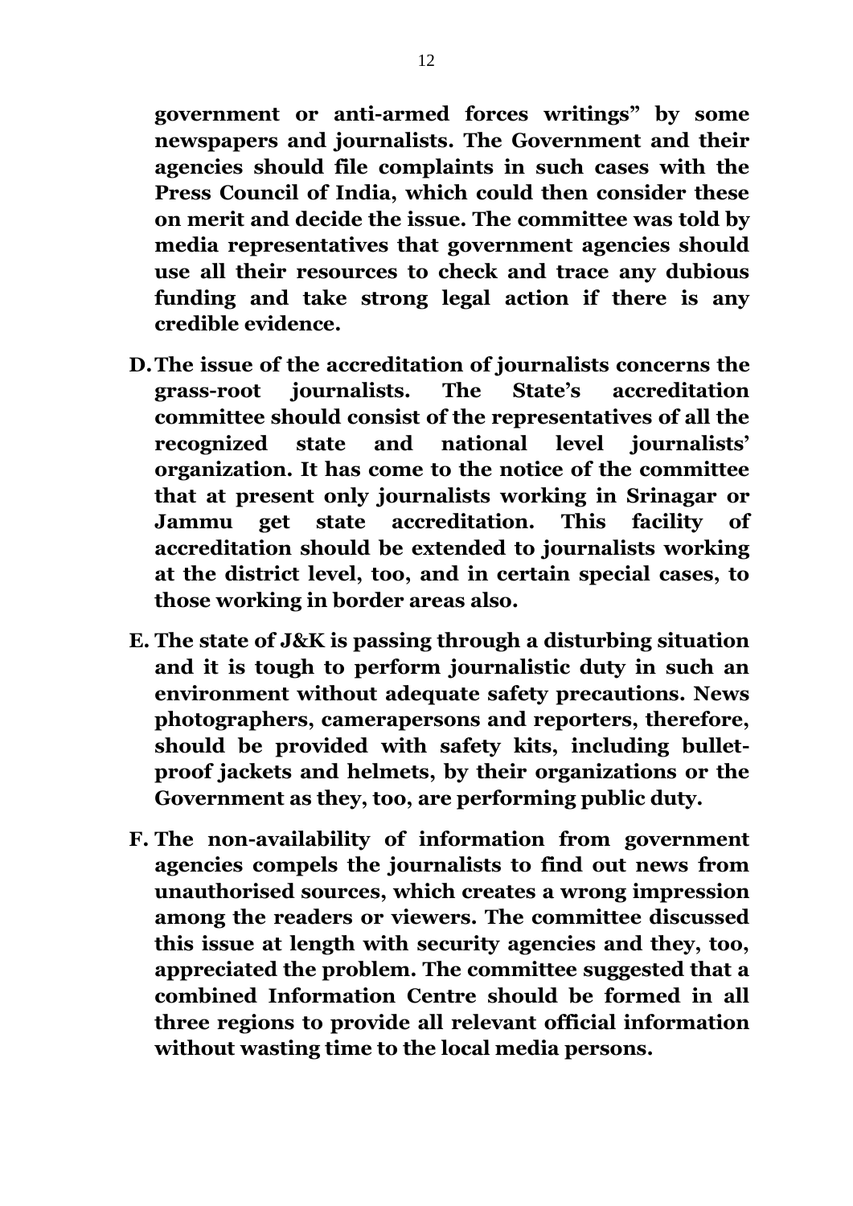**government or anti-armed forces writings" by some newspapers and journalists. The Government and their agencies should file complaints in such cases with the Press Council of India, which could then consider these on merit and decide the issue. The committee was told by media representatives that government agencies should use all their resources to check and trace any dubious funding and take strong legal action if there is any credible evidence.**

**D. The issue of the accreditation of journalists concerns the grass-root journalists. The State's accreditation committee should consist of the representatives of all the recognized state and national level journalists' organization. It has come to the notice of the committee that at present only journalists working in Srinagar or Jammu get state accreditation. This facility of accreditation should be extended to journalists working at the district level, too, and in certain special cases, to those working in border areas also.**

**E. The state of J&K is passing through a disturbing situation and it is tough to perform journalistic duty in such an environment without adequate safety precautions. News photographers, camerapersons and reporters, therefore, should be provided with safety kits, including bullet-proof jackets and helmets, by their organizations or the Government as they, too, are performing public duty.**

**F. The non-availability of information from government agencies compels the journalists to find out news from unauthorised sources, which creates a wrong impression among the readers or viewers. The committee discussed this issue at length with security agencies and they, too, appreciated the problem. The committee suggested that a combined Information Centre should be formed in all three regions to provide all relevant official information without wasting time to the local media persons.**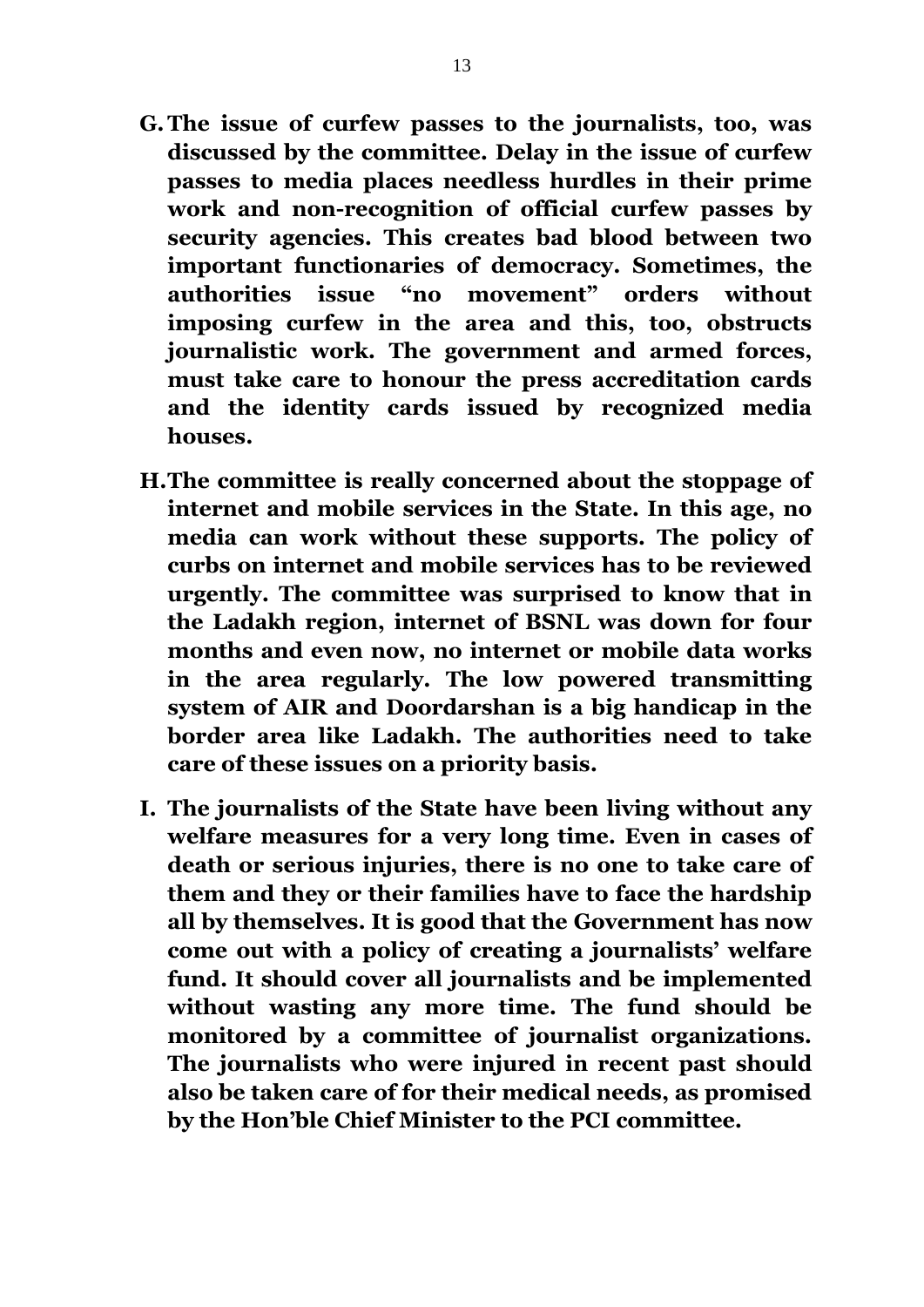**G. The issue of curfew passes to the journalists, too, was discussed by the committee. Delay in the issue of curfew passes to media places needless hurdles in their prime work and non-recognition of official curfew passes by security agencies. This creates bad blood between two important functionaries of democracy. Sometimes, the authorities issue "no movement" orders without imposing curfew in the area and this, too, obstructs journalistic work. The government and armed forces, must take care to honour the press accreditation cards and the identity cards issued by recognized media houses.**

**H. The committee is really concerned about the stoppage of internet and mobile services in the State. In this age, no media can work without these supports. The policy of curbs on internet and mobile services has to be reviewed urgently. The committee was surprised to know that in the Ladakh region, internet of BSNL was down for four months and even now, no internet or mobile data works in the area regularly. The low powered transmitting system of AIR and Doordarshan is a big handicap in the border area like Ladakh. The authorities need to take care of these issues on a priority basis.**

**I. The journalists of the State have been living without any welfare measures for a very long time. Even in cases of death or serious injuries, there is no one to take care of them and they or their families have to face the hardship all by themselves. It is good that the Government has now come out with a policy of creating a journalists' welfare fund. It should cover all journalists and be implemented without wasting any more time. The fund should be monitored by a committee of journalist organizations. The journalists who were injured in recent past should also be taken care of for their medical needs, as promised by the Hon'ble Chief Minister to the PCI committee.**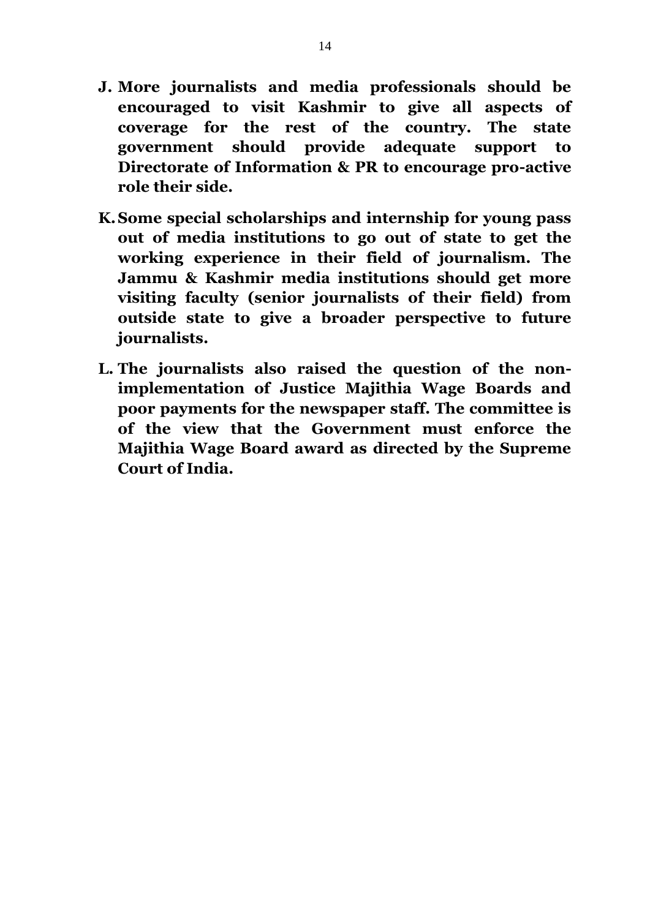**J. More journalists and media professionals should be encouraged to visit Kashmir to give all aspects of coverage for the rest of the country. The state government should provide adequate support to Directorate of Information & PR to encourage pro-active role their side.**

**K. Some special scholarships and internship for young pass out of media institutions to go out of state to get the working experience in their field of journalism. The Jammu & Kashmir media institutions should get more visiting faculty (senior journalists of their field) from outside state to give a broader perspective to future journalists.**

**L. The journalists also raised the question of the non-implementation of Justice Majithia Wage Boards and poor payments for the newspaper staff. The committee is of the view that the Government must enforce the Majithia Wage Board award as directed by the Supreme Court of India.**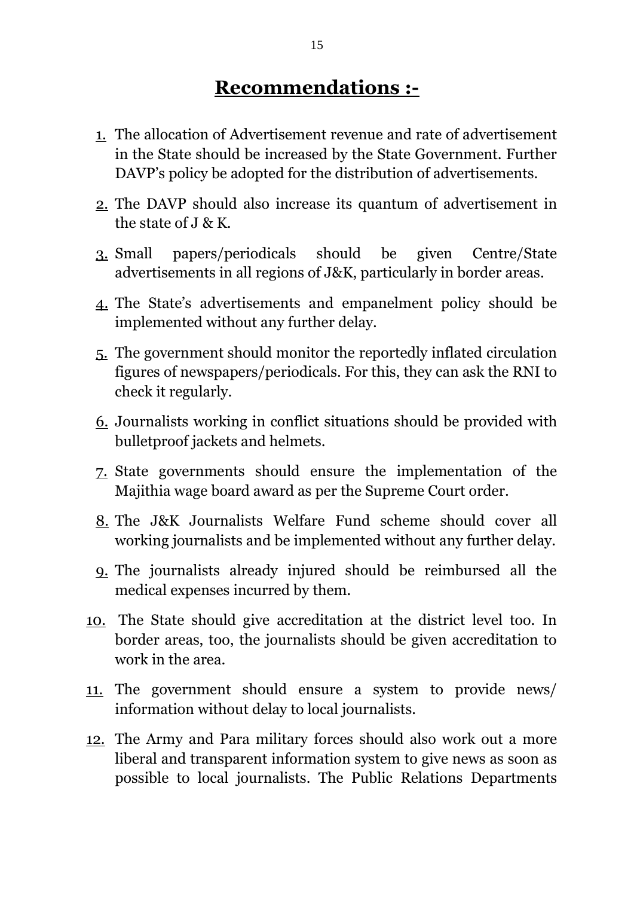# Recommendations :-

1. The allocation of Advertisement revenue and rate of advertisement in the State should be increased by the State Government. Further DAVP's policy be adopted for the distribution of advertisements.
2. The DAVP should also increase its quantum of advertisement in the state of J & K.
3. Small papers/periodicals should be given Centre/State advertisements in all regions of J&K, particularly in border areas.
4. The State's advertisements and empanelment policy should be implemented without any further delay.
5. The government should monitor the reportedly inflated circulation figures of newspapers/periodicals. For this, they can ask the RNI to check it regularly.
6. Journalists working in conflict situations should be provided with bulletproof jackets and helmets.
7. State governments should ensure the implementation of the Majithia wage board award as per the Supreme Court order.
8. The J&K Journalists Welfare Fund scheme should cover all working journalists and be implemented without any further delay.
9. The journalists already injured should be reimbursed all the medical expenses incurred by them.
10. The State should give accreditation at the district level too. In border areas, too, the journalists should be given accreditation to work in the area.
11. The government should ensure a system to provide news/ information without delay to local journalists.
12. The Army and Para military forces should also work out a more liberal and transparent information system to give news as soon as possible to local journalists. The Public Relations Departments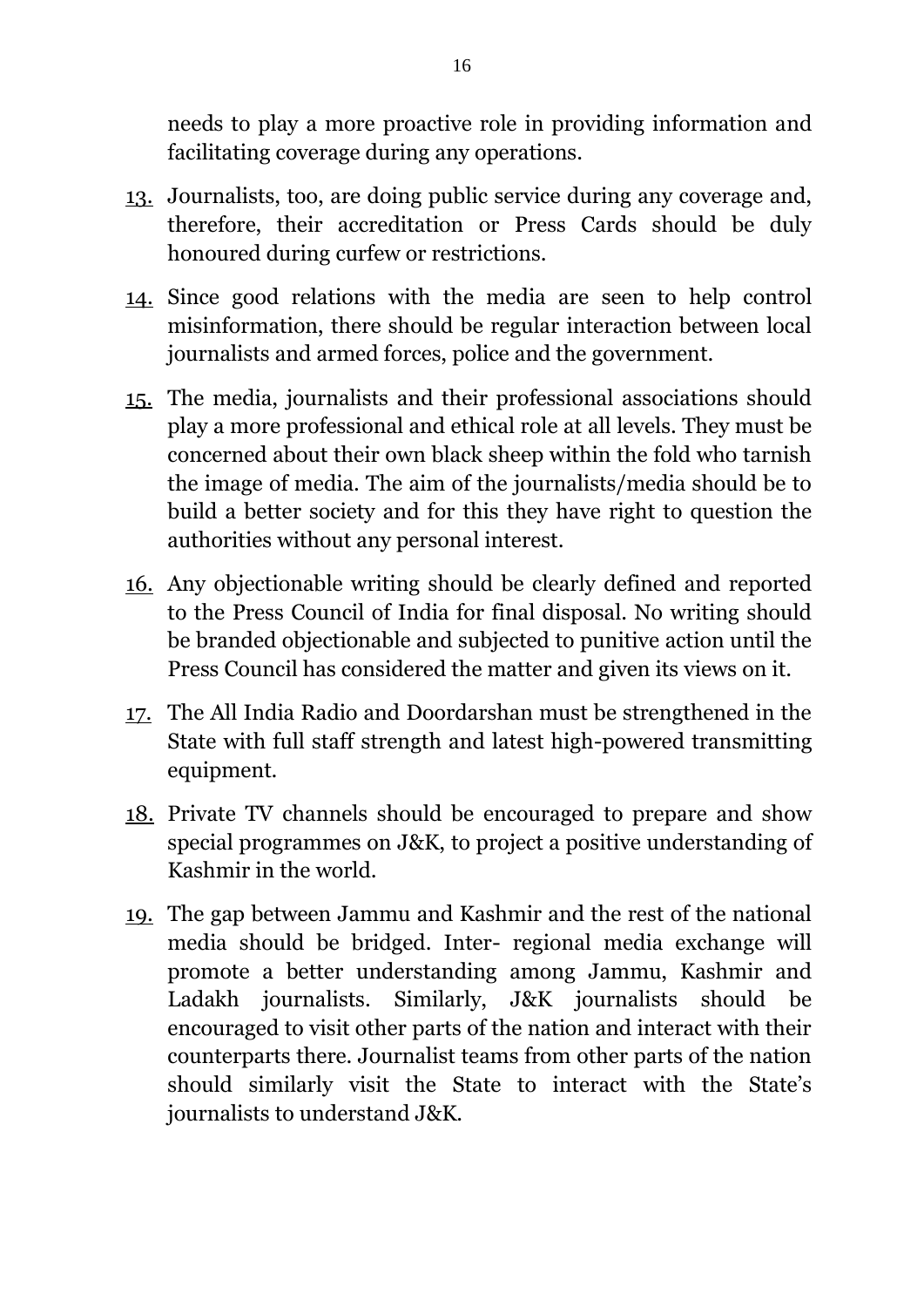needs to play a more proactive role in providing information and facilitating coverage during any operations.

13. Journalists, too, are doing public service during any coverage and, therefore, their accreditation or Press Cards should be duly honoured during curfew or restrictions.

14. Since good relations with the media are seen to help control misinformation, there should be regular interaction between local journalists and armed forces, police and the government.

15. The media, journalists and their professional associations should play a more professional and ethical role at all levels. They must be concerned about their own black sheep within the fold who tarnish the image of media. The aim of the journalists/media should be to build a better society and for this they have right to question the authorities without any personal interest.

16. Any objectionable writing should be clearly defined and reported to the Press Council of India for final disposal. No writing should be branded objectionable and subjected to punitive action until the Press Council has considered the matter and given its views on it.

17. The All India Radio and Doordarshan must be strengthened in the State with full staff strength and latest high-powered transmitting equipment.

18. Private TV channels should be encouraged to prepare and show special programmes on J&K, to project a positive understanding of Kashmir in the world.

19. The gap between Jammu and Kashmir and the rest of the national media should be bridged. Inter- regional media exchange will promote a better understanding among Jammu, Kashmir and Ladakh journalists. Similarly, J&K journalists should be encouraged to visit other parts of the nation and interact with their counterparts there. Journalist teams from other parts of the nation should similarly visit the State to interact with the State's journalists to understand J&K.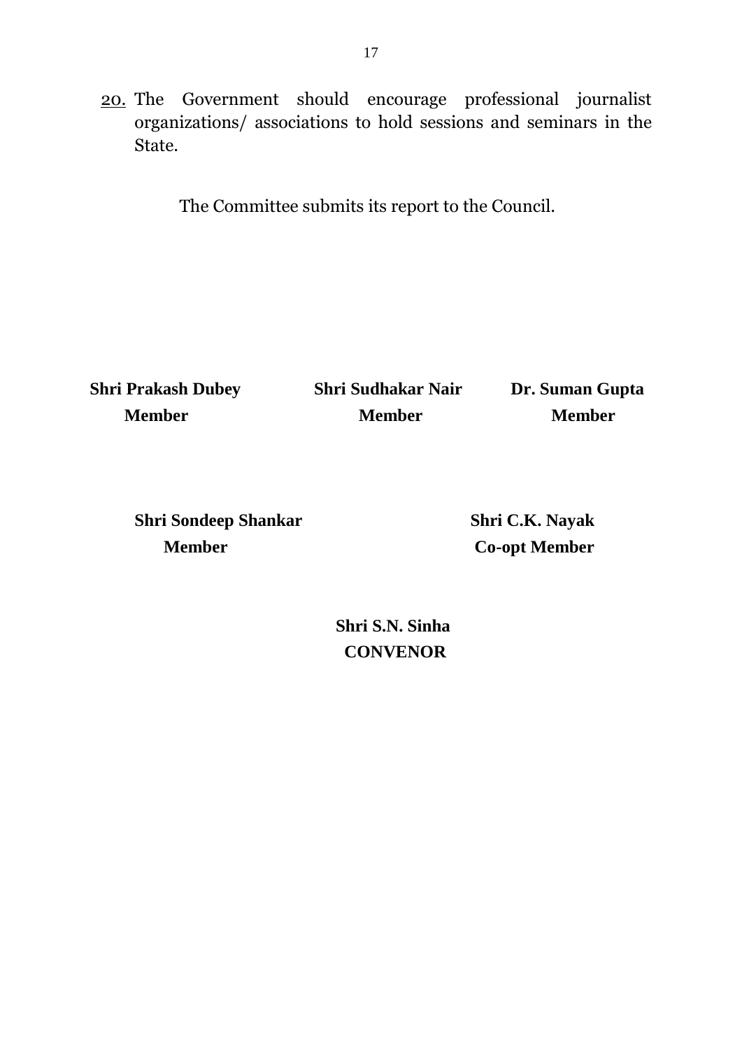20. The Government should encourage professional journalist organizations/ associations to hold sessions and seminars in the State.

The Committee submits its report to the Council.

**Shri Prakash Dubey**
**Member**

**Shri Sudhakar Nair**
**Member**

**Dr. Suman Gupta**
**Member**

**Shri Sondeep Shankar**
**Member**

**Shri C.K. Nayak**
**Co-opt Member**

**Shri S.N. Sinha**
**CONVENOR**